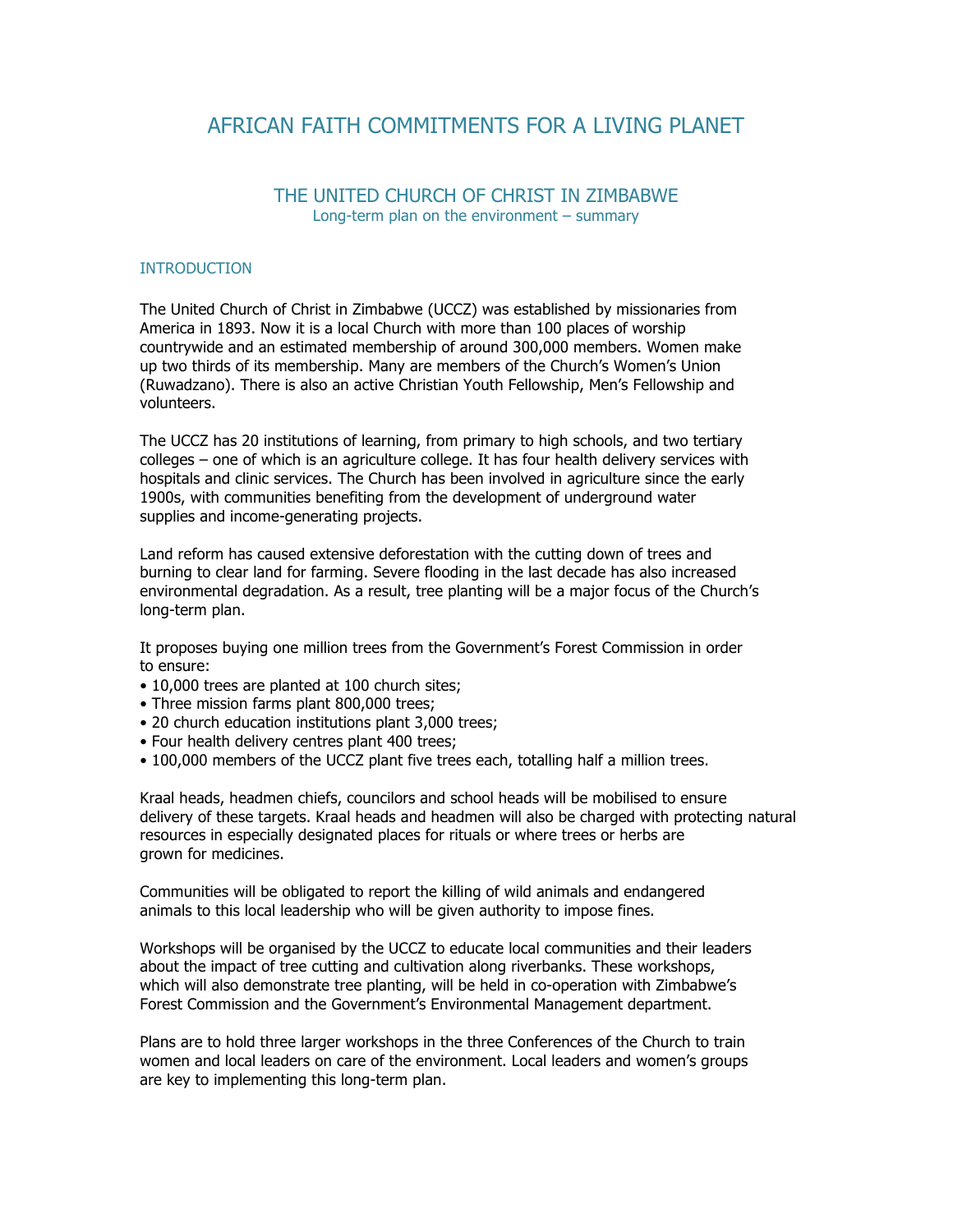# AFRICAN FAITH COMMITMENTS FOR A LIVING PLANET

## THE UNITED CHURCH OF CHRIST IN ZIMBABWE

Long-term plan on the environment – summary

### INTRODUCTION

The United Church of Christ in Zimbabwe (UCCZ) was established by missionaries from America in 1893. Now it is a local Church with more than 100 places of worship countrywide and an estimated membership of around 300,000 members. Women make up two thirds of its membership. Many are members of the Church's Women's Union (Ruwadzano). There is also an active Christian Youth Fellowship, Men's Fellowship and volunteers.

The UCCZ has 20 institutions of learning, from primary to high schools, and two tertiary colleges – one of which is an agriculture college. It has four health delivery services with hospitals and clinic services. The Church has been involved in agriculture since the early 1900s, with communities benefiting from the development of underground water supplies and income-generating projects.

Land reform has caused extensive deforestation with the cutting down of trees and burning to clear land for farming. Severe flooding in the last decade has also increased environmental degradation. As a result, tree planting will be a major focus of the Church's long-term plan.

It proposes buying one million trees from the Government's Forest Commission in order to ensure:

- 10,000 trees are planted at 100 church sites;
- Three mission farms plant 800,000 trees;
- 20 church education institutions plant 3,000 trees;
- Four health delivery centres plant 400 trees;
- 100,000 members of the UCCZ plant five trees each, totalling half a million trees.

Kraal heads, headmen chiefs, councilors and school heads will be mobilised to ensure delivery of these targets. Kraal heads and headmen will also be charged with protecting natural resources in especially designated places for rituals or where trees or herbs are grown for medicines.

Communities will be obligated to report the killing of wild animals and endangered animals to this local leadership who will be given authority to impose fines.

Workshops will be organised by the UCCZ to educate local communities and their leaders about the impact of tree cutting and cultivation along riverbanks. These workshops, which will also demonstrate tree planting, will be held in co-operation with Zimbabwe's Forest Commission and the Government's Environmental Management department.

Plans are to hold three larger workshops in the three Conferences of the Church to train women and local leaders on care of the environment. Local leaders and women's groups are key to implementing this long-term plan.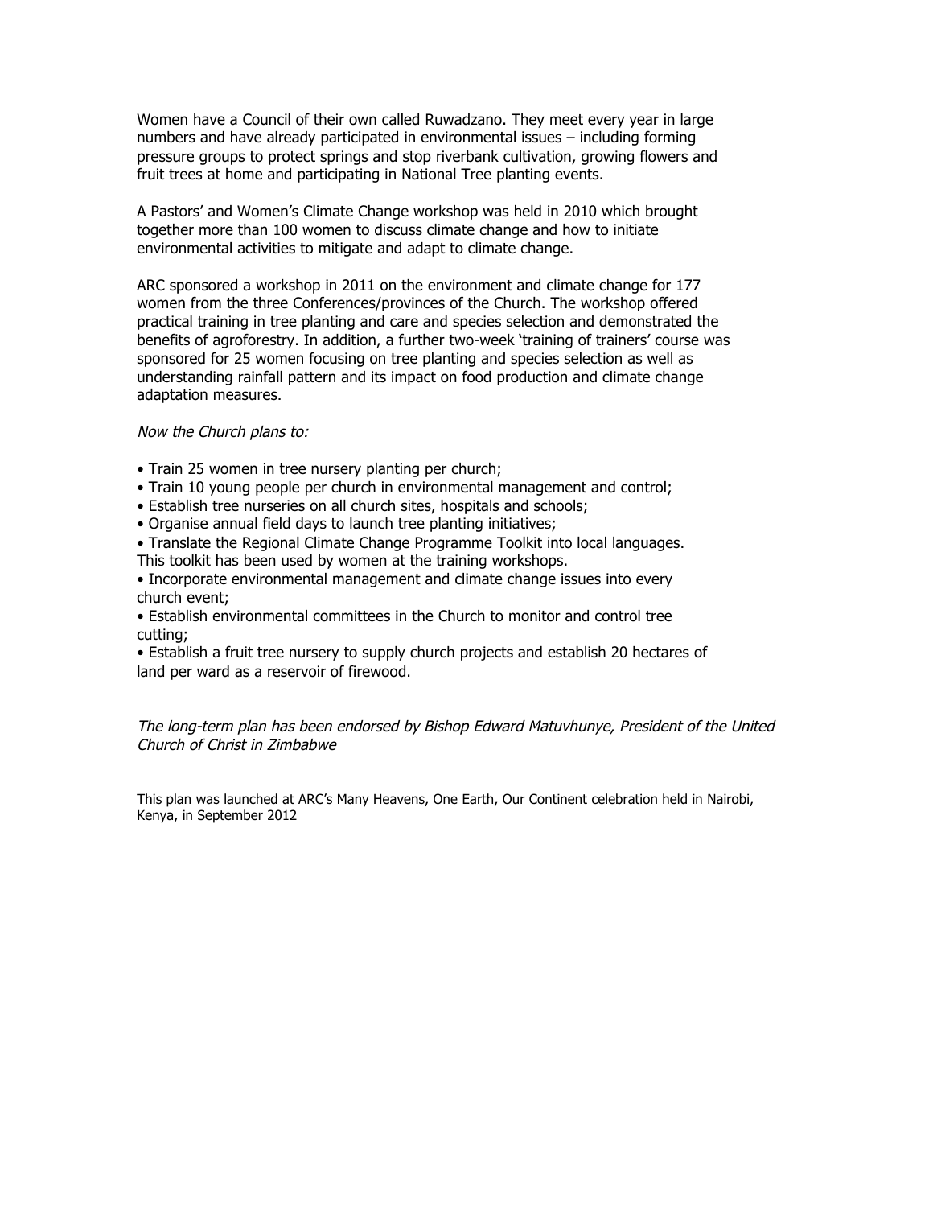Women have a Council of their own called Ruwadzano. They meet every year in large numbers and have already participated in environmental issues – including forming pressure groups to protect springs and stop riverbank cultivation, growing flowers and fruit trees at home and participating in National Tree planting events.

A Pastors' and Women's Climate Change workshop was held in 2010 which brought together more than 100 women to discuss climate change and how to initiate environmental activities to mitigate and adapt to climate change.

ARC sponsored a workshop in 2011 on the environment and climate change for 177 women from the three Conferences/provinces of the Church. The workshop offered practical training in tree planting and care and species selection and demonstrated the benefits of agroforestry. In addition, a further two-week 'training of trainers' course was sponsored for 25 women focusing on tree planting and species selection as well as understanding rainfall pattern and its impact on food production and climate change adaptation measures.

*Now the Church plans to:*

- Train 25 women in tree nursery planting per church;
- Train 10 young people per church in environmental management and control;
- Establish tree nurseries on all church sites, hospitals and schools;
- Organise annual field days to launch tree planting initiatives;
- Translate the Regional Climate Change Programme Toolkit into local languages. This toolkit has been used by women at the training workshops.
- Incorporate environmental management and climate change issues into every church event;
- Establish environmental committees in the Church to monitor and control tree cutting;
- Establish a fruit tree nursery to supply church projects and establish 20 hectares of land per ward as a reservoir of firewood.

*The long-term plan has been endorsed by Bishop Edward Matuvhunye, President of the United Church of Christ in Zimbabwe*

This plan was launched at ARC's Many Heavens, One Earth, Our Continent celebration held in Nairobi, Kenya, in September 2012